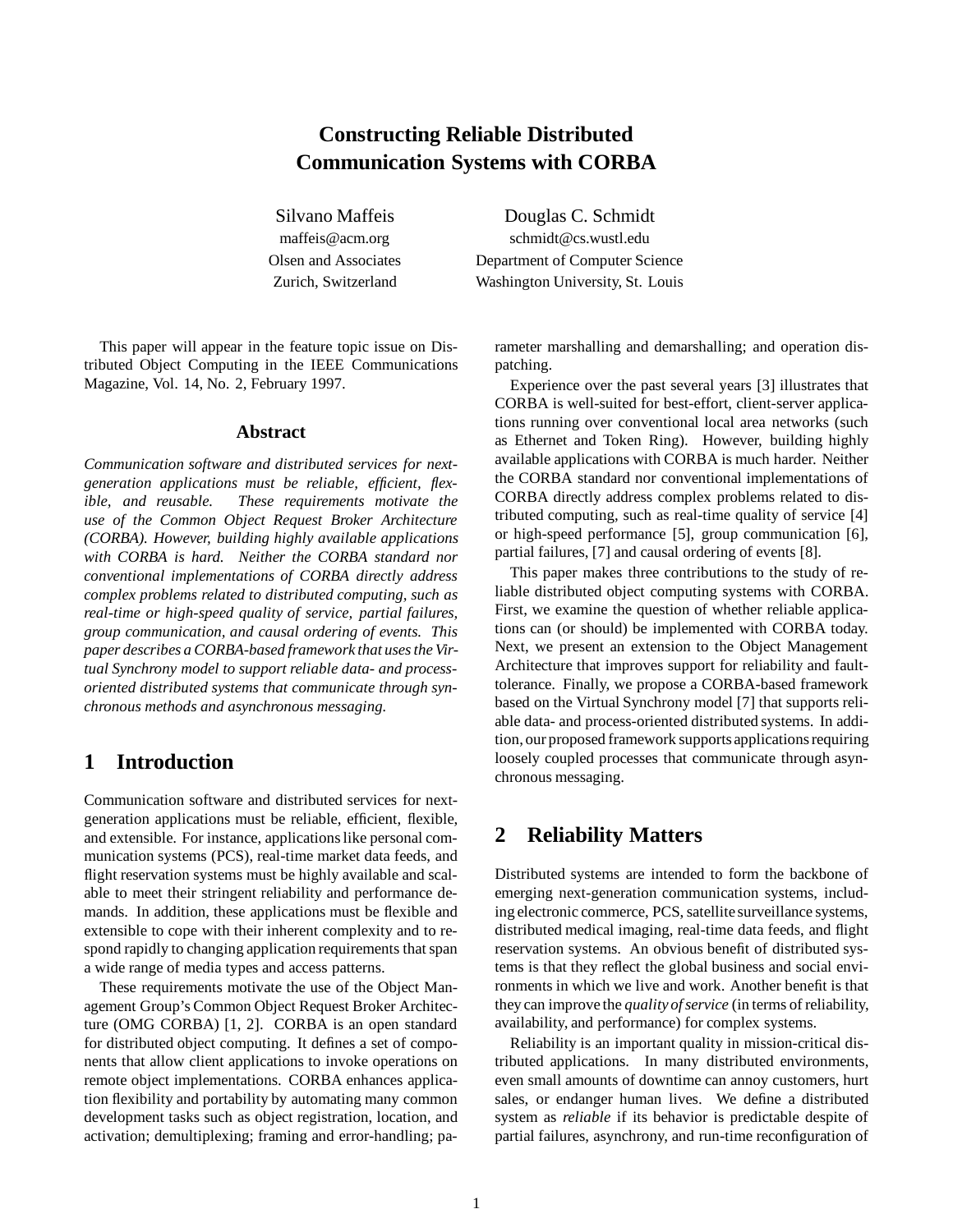# Constructing Reliable Distributed Communication Systems with CORBA

Silvano Maffeis
maffeis@acm.org
Olsen and Associates
Zurich, Switzerland

Douglas C. Schmidt
schmidt@cs.wustl.edu
Department of Computer Science
Washington University, St. Louis

This paper will appear in the feature topic issue on Distributed Object Computing in the IEEE Communications Magazine, Vol. 14, No. 2, February 1997.

### Abstract

*Communication software and distributed services for next-generation applications must be reliable, efficient, flexible, and reusable. These requirements motivate the use of the Common Object Request Broker Architecture (CORBA). However, building highly available applications with CORBA is hard. Neither the CORBA standard nor conventional implementations of CORBA directly address complex problems related to distributed computing, such as real-time or high-speed quality of service, partial failures, group communication, and causal ordering of events. This paper describes a CORBA-based framework that uses the Virtual Synchrony model to support reliable data- and process-oriented distributed systems that communicate through synchronous methods and asynchronous messaging.*

## 1 Introduction

Communication software and distributed services for next-generation applications must be reliable, efficient, flexible, and extensible. For instance, applications like personal communication systems (PCS), real-time market data feeds, and flight reservation systems must be highly available and scalable to meet their stringent reliability and performance demands. In addition, these applications must be flexible and extensible to cope with their inherent complexity and to respond rapidly to changing application requirements that span a wide range of media types and access patterns.

These requirements motivate the use of the Object Management Group's Common Object Request Broker Architecture (OMG CORBA) [1, 2]. CORBA is an open standard for distributed object computing. It defines a set of components that allow client applications to invoke operations on remote object implementations. CORBA enhances application flexibility and portability by automating many common development tasks such as object registration, location, and activation; demultiplexing; framing and error-handling; parameter marshalling and demarshalling; and operation dispatching.

Experience over the past several years [3] illustrates that CORBA is well-suited for best-effort, client-server applications running over conventional local area networks (such as Ethernet and Token Ring). However, building highly available applications with CORBA is much harder. Neither the CORBA standard nor conventional implementations of CORBA directly address complex problems related to distributed computing, such as real-time quality of service [4] or high-speed performance [5], group communication [6], partial failures, [7] and causal ordering of events [8].

This paper makes three contributions to the study of reliable distributed object computing systems with CORBA. First, we examine the question of whether reliable applications can (or should) be implemented with CORBA today. Next, we present an extension to the Object Management Architecture that improves support for reliability and fault-tolerance. Finally, we propose a CORBA-based framework based on the Virtual Synchrony model [7] that supports reliable data- and process-oriented distributed systems. In addition, our proposed framework supports applications requiring loosely coupled processes that communicate through asynchronous messaging.

## 2 Reliability Matters

Distributed systems are intended to form the backbone of emerging next-generation communication systems, including electronic commerce, PCS, satellite surveillance systems, distributed medical imaging, real-time data feeds, and flight reservation systems. An obvious benefit of distributed systems is that they reflect the global business and social environments in which we live and work. Another benefit is that they can improve the *quality of service* (in terms of reliability, availability, and performance) for complex systems.

Reliability is an important quality in mission-critical distributed applications. In many distributed environments, even small amounts of downtime can annoy customers, hurt sales, or endanger human lives. We define a distributed system as *reliable* if its behavior is predictable despite of partial failures, asynchrony, and run-time reconfiguration of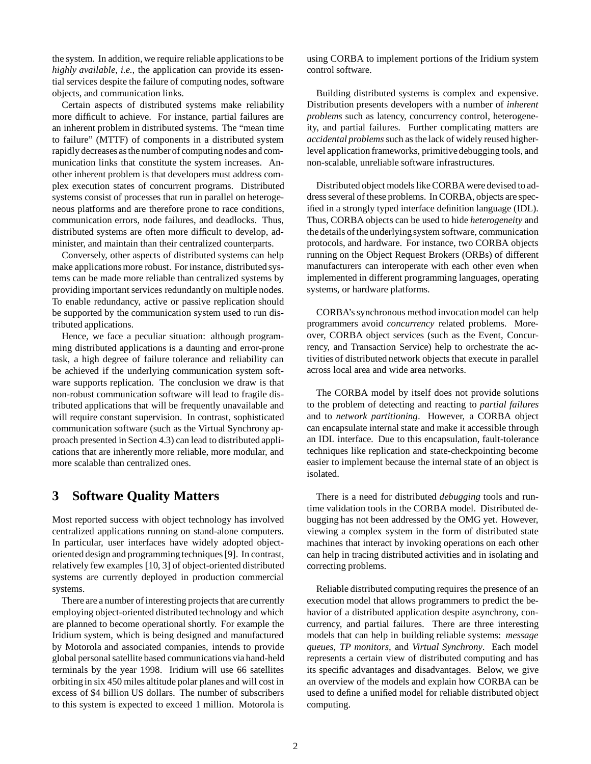the system. In addition, we require reliable applications to be *highly available*, *i.e.,* the application can provide its essential services despite the failure of computing nodes, software objects, and communication links.

Certain aspects of distributed systems make reliability more difficult to achieve. For instance, partial failures are an inherent problem in distributed systems. The "mean time to failure" (MTTF) of components in a distributed system rapidly decreases as the number of computing nodes and communication links that constitute the system increases. Another inherent problem is that developers must address complex execution states of concurrent programs. Distributed systems consist of processes that run in parallel on heterogeneous platforms and are therefore prone to race conditions, communication errors, node failures, and deadlocks. Thus, distributed systems are often more difficult to develop, administer, and maintain than their centralized counterparts.

Conversely, other aspects of distributed systems can help make applications more robust. For instance, distributed systems can be made more reliable than centralized systems by providing important services redundantly on multiple nodes. To enable redundancy, active or passive replication should be supported by the communication system used to run distributed applications.

Hence, we face a peculiar situation: although programming distributed applications is a daunting and error-prone task, a high degree of failure tolerance and reliability can be achieved if the underlying communication system software supports replication. The conclusion we draw is that non-robust communication software will lead to fragile distributed applications that will be frequently unavailable and will require constant supervision. In contrast, sophisticated communication software (such as the Virtual Synchrony approach presented in Section 4.3) can lead to distributed applications that are inherently more reliable, more modular, and more scalable than centralized ones.

# 3 Software Quality Matters

Most reported success with object technology has involved centralized applications running on stand-alone computers. In particular, user interfaces have widely adopted object-oriented design and programming techniques [9]. In contrast, relatively few examples [10, 3] of object-oriented distributed systems are currently deployed in production commercial systems.

There are a number of interesting projects that are currently employing object-oriented distributed technology and which are planned to become operational shortly. For example the Iridium system, which is being designed and manufactured by Motorola and associated companies, intends to provide global personal satellite based communications via hand-held terminals by the year 1998. Iridium will use 66 satellites orbiting in six 450 miles altitude polar planes and will cost in excess of $4 billion US dollars. The number of subscribers to this system is expected to exceed 1 million. Motorola is using CORBA to implement portions of the Iridium system control software.

Building distributed systems is complex and expensive. Distribution presents developers with a number of *inherent problems* such as latency, concurrency control, heterogeneity, and partial failures. Further complicating matters are *accidental problems* such as the lack of widely reused higher-level application frameworks, primitive debugging tools, and non-scalable, unreliable software infrastructures.

Distributed object models like CORBA were devised to address several of these problems. In CORBA, objects are specified in a strongly typed interface definition language (IDL). Thus, CORBA objects can be used to hide *heterogeneity* and the details of the underlying system software, communication protocols, and hardware. For instance, two CORBA objects running on the Object Request Brokers (ORBs) of different manufacturers can interoperate with each other even when implemented in different programming languages, operating systems, or hardware platforms.

CORBA's synchronous method invocation model can help programmers avoid *concurrency* related problems. Moreover, CORBA object services (such as the Event, Concurrency, and Transaction Service) help to orchestrate the activities of distributed network objects that execute in parallel across local area and wide area networks.

The CORBA model by itself does not provide solutions to the problem of detecting and reacting to *partial failures* and to *network partitioning*. However, a CORBA object can encapsulate internal state and make it accessible through an IDL interface. Due to this encapsulation, fault-tolerance techniques like replication and state-checkpointing become easier to implement because the internal state of an object is isolated.

There is a need for distributed *debugging* tools and runtime validation tools in the CORBA model. Distributed debugging has not been addressed by the OMG yet. However, viewing a complex system in the form of distributed state machines that interact by invoking operations on each other can help in tracing distributed activities and in isolating and correcting problems.

Reliable distributed computing requires the presence of an execution model that allows programmers to predict the behavior of a distributed application despite asynchrony, concurrency, and partial failures. There are three interesting models that can help in building reliable systems: *message queues*, *TP monitors*, and *Virtual Synchrony*. Each model represents a certain view of distributed computing and has its specific advantages and disadvantages. Below, we give an overview of the models and explain how CORBA can be used to define a unified model for reliable distributed object computing.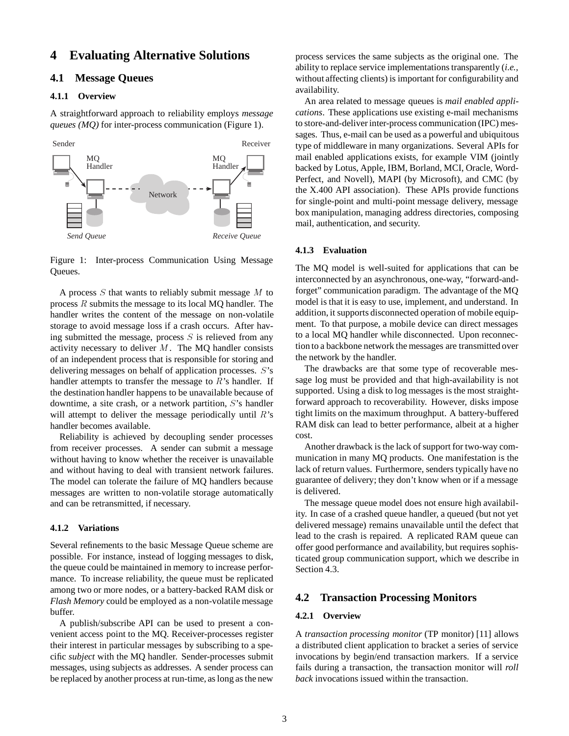# 4 Evaluating Alternative Solutions

## 4.1 Message Queues

### 4.1.1 Overview

A straightforward approach to reliability employs *message queues (MQ)* for inter-process communication (Figure 1).

Figure 1: Inter-process Communication Using Message Queues.

A process $S$ that wants to reliably submit message $M$ to process $R$ submits the message to its local MQ handler. The handler writes the content of the message on non-volatile storage to avoid message loss if a crash occurs. After having submitted the message, process $S$ is relieved from any activity necessary to deliver $M$. The MQ handler consists of an independent process that is responsible for storing and delivering messages on behalf of application processes. $S$'s handler attempts to transfer the message to $R$'s handler. If the destination handler happens to be unavailable because of downtime, a site crash, or a network partition, $S$'s handler will attempt to deliver the message periodically until $R$'s handler becomes available.

Reliability is achieved by decoupling sender processes from receiver processes. A sender can submit a message without having to know whether the receiver is unavailable and without having to deal with transient network failures. The model can tolerate the failure of MQ handlers because messages are written to non-volatile storage automatically and can be retransmitted, if necessary.

### 4.1.2 Variations

Several refinements to the basic Message Queue scheme are possible. For instance, instead of logging messages to disk, the queue could be maintained in memory to increase performance. To increase reliability, the queue must be replicated among two or more nodes, or a battery-backed RAM disk or *Flash Memory* could be employed as a non-volatile message buffer.

A publish/subscribe API can be used to present a convenient access point to the MQ. Receiver-processes register their interest in particular messages by subscribing to a specific *subject* with the MQ handler. Sender-processes submit messages, using subjects as addresses. A sender process can be replaced by another process at run-time, as long as the new process services the same subjects as the original one. The ability to replace service implementations transparently (*i.e.,* without affecting clients) is important for configurability and availability.

An area related to message queues is *mail enabled applications*. These applications use existing e-mail mechanisms to store-and-deliver inter-process communication (IPC) messages. Thus, e-mail can be used as a powerful and ubiquitous type of middleware in many organizations. Several APIs for mail enabled applications exists, for example VIM (jointly backed by Lotus, Apple, IBM, Borland, MCI, Oracle, WordPerfect, and Novell), MAPI (by Microsoft), and CMC (by the X.400 API association). These APIs provide functions for single-point and multi-point message delivery, message box manipulation, managing address directories, composing mail, authentication, and security.

### 4.1.3 Evaluation

The MQ model is well-suited for applications that can be interconnected by an asynchronous, one-way, "forward-and-forget" communication paradigm. The advantage of the MQ model is that it is easy to use, implement, and understand. In addition, it supports disconnected operation of mobile equipment. To that purpose, a mobile device can direct messages to a local MQ handler while disconnected. Upon reconnection to a backbone network the messages are transmitted over the network by the handler.

The drawbacks are that some type of recoverable message log must be provided and that high-availability is not supported. Using a disk to log messages is the most straightforward approach to recoverability. However, disks impose tight limits on the maximum throughput. A battery-buffered RAM disk can lead to better performance, albeit at a higher cost.

Another drawback is the lack of support for two-way communication in many MQ products. One manifestation is the lack of return values. Furthermore, senders typically have no guarantee of delivery; they don't know when or if a message is delivered.

The message queue model does not ensure high availability. In case of a crashed queue handler, a queued (but not yet delivered message) remains unavailable until the defect that lead to the crash is repaired. A replicated RAM queue can offer good performance and availability, but requires sophisticated group communication support, which we describe in Section 4.3.

## 4.2 Transaction Processing Monitors

### 4.2.1 Overview

A *transaction processing monitor* (TP monitor) [11] allows a distributed client application to bracket a series of service invocations by begin/end transaction markers. If a service fails during a transaction, the transaction monitor will *roll back* invocations issued within the transaction.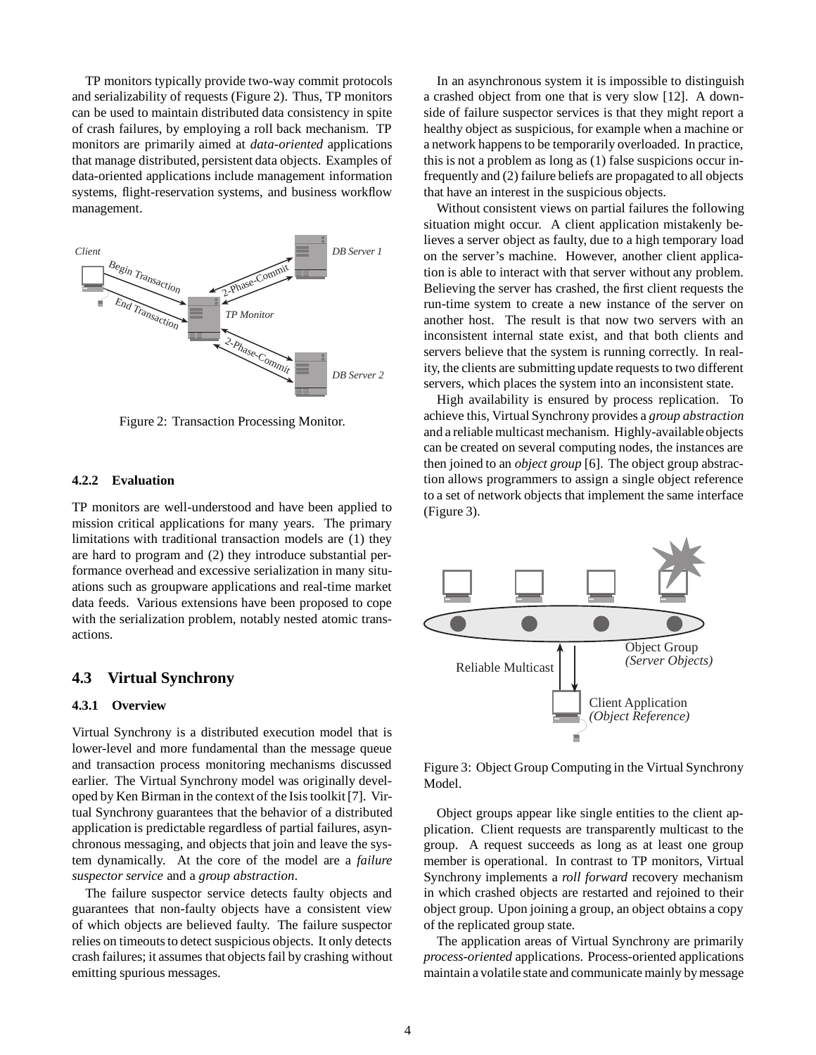TP monitors typically provide two-way commit protocols and serializability of requests (Figure 2). Thus, TP monitors can be used to maintain distributed data consistency in spite of crash failures, by employing a roll back mechanism. TP monitors are primarily aimed at *data-oriented* applications that manage distributed, persistent data objects. Examples of data-oriented applications include management information systems, flight-reservation systems, and business workflow management.

Figure 2: Transaction Processing Monitor.

#### 4.2.2 Evaluation

TP monitors are well-understood and have been applied to mission critical applications for many years. The primary limitations with traditional transaction models are (1) they are hard to program and (2) they introduce substantial performance overhead and excessive serialization in many situations such as groupware applications and real-time market data feeds. Various extensions have been proposed to cope with the serialization problem, notably nested atomic transactions.

### 4.3 Virtual Synchrony

#### 4.3.1 Overview

Virtual Synchrony is a distributed execution model that is lower-level and more fundamental than the message queue and transaction process monitoring mechanisms discussed earlier. The Virtual Synchrony model was originally developed by Ken Birman in the context of the Isis toolkit [7]. Virtual Synchrony guarantees that the behavior of a distributed application is predictable regardless of partial failures, asynchronous messaging, and objects that join and leave the system dynamically. At the core of the model are a *failure suspector service* and a *group abstraction*.

The failure suspector service detects faulty objects and guarantees that non-faulty objects have a consistent view of which objects are believed faulty. The failure suspector relies on timeouts to detect suspicious objects. It only detects crash failures; it assumes that objects fail by crashing without emitting spurious messages.

In an asynchronous system it is impossible to distinguish a crashed object from one that is very slow [12]. A downside of failure suspector services is that they might report a healthy object as suspicious, for example when a machine or a network happens to be temporarily overloaded. In practice, this is not a problem as long as (1) false suspicions occur infrequently and (2) failure beliefs are propagated to all objects that have an interest in the suspicious objects.

Without consistent views on partial failures the following situation might occur. A client application mistakenly believes a server object as faulty, due to a high temporary load on the server's machine. However, another client application is able to interact with that server without any problem. Believing the server has crashed, the first client requests the run-time system to create a new instance of the server on another host. The result is that now two servers with an inconsistent internal state exist, and that both clients and servers believe that the system is running correctly. In reality, the clients are submitting update requests to two different servers, which places the system into an inconsistent state.

High availability is ensured by process replication. To achieve this, Virtual Synchrony provides a *group abstraction* and a reliable multicast mechanism. Highly-available objects can be created on several computing nodes, the instances are then joined to an *object group* [6]. The object group abstraction allows programmers to assign a single object reference to a set of network objects that implement the same interface (Figure 3).

Figure 3: Object Group Computing in the Virtual Synchrony Model.

Object groups appear like single entities to the client application. Client requests are transparently multicast to the group. A request succeeds as long as at least one group member is operational. In contrast to TP monitors, Virtual Synchrony implements a *roll forward* recovery mechanism in which crashed objects are restarted and rejoined to their object group. Upon joining a group, an object obtains a copy of the replicated group state.

The application areas of Virtual Synchrony are primarily *process-oriented* applications. Process-oriented applications maintain a volatile state and communicate mainly by message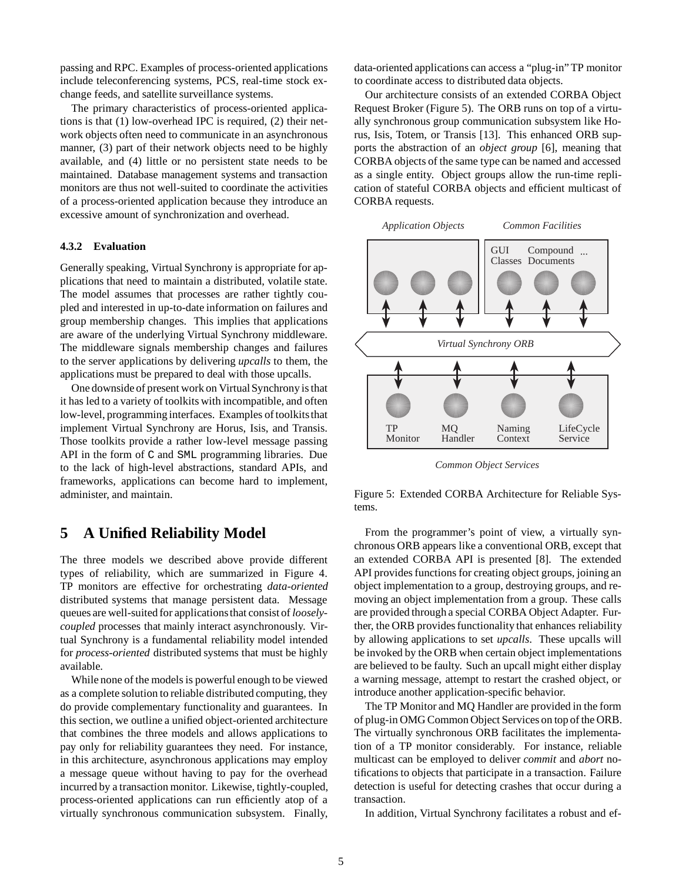passing and RPC. Examples of process-oriented applications include teleconferencing systems, PCS, real-time stock exchange feeds, and satellite surveillance systems.

The primary characteristics of process-oriented applications is that (1) low-overhead IPC is required, (2) their network objects often need to communicate in an asynchronous manner, (3) part of their network objects need to be highly available, and (4) little or no persistent state needs to be maintained. Database management systems and transaction monitors are thus not well-suited to coordinate the activities of a process-oriented application because they introduce an excessive amount of synchronization and overhead.

#### 4.3.2 Evaluation

Generally speaking, Virtual Synchrony is appropriate for applications that need to maintain a distributed, volatile state. The model assumes that processes are rather tightly coupled and interested in up-to-date information on failures and group membership changes. This implies that applications are aware of the underlying Virtual Synchrony middleware. The middleware signals membership changes and failures to the server applications by delivering *upcalls* to them, the applications must be prepared to deal with those upcalls.

One downside of present work on Virtual Synchrony is that it has led to a variety of toolkits with incompatible, and often low-level, programming interfaces. Examples of toolkits that implement Virtual Synchrony are Horus, Isis, and Transis. Those toolkits provide a rather low-level message passing API in the form of `C` and `SML` programming libraries. Due to the lack of high-level abstractions, standard APIs, and frameworks, applications can become hard to implement, administer, and maintain.

## 5 A Unified Reliability Model

The three models we described above provide different types of reliability, which are summarized in Figure 4. TP monitors are effective for orchestrating *data-oriented* distributed systems that manage persistent data. Message queues are well-suited for applications that consist of *loosely-coupled* processes that mainly interact asynchronously. Virtual Synchrony is a fundamental reliability model intended for *process-oriented* distributed systems that must be highly available.

While none of the models is powerful enough to be viewed as a complete solution to reliable distributed computing, they do provide complementary functionality and guarantees. In this section, we outline a unified object-oriented architecture that combines the three models and allows applications to pay only for reliability guarantees they need. For instance, in this architecture, asynchronous applications may employ a message queue without having to pay for the overhead incurred by a transaction monitor. Likewise, tightly-coupled, process-oriented applications can run efficiently atop of a virtually synchronous communication subsystem. Finally, data-oriented applications can access a "plug-in" TP monitor to coordinate access to distributed data objects.

Our architecture consists of an extended CORBA Object Request Broker (Figure 5). The ORB runs on top of a virtually synchronous group communication subsystem like Horus, Isis, Totem, or Transis [13]. This enhanced ORB supports the abstraction of an *object group* [6], meaning that CORBA objects of the same type can be named and accessed as a single entity. Object groups allow the run-time replication of stateful CORBA objects and efficient multicast of CORBA requests.

*Application Objects* — *Common Facilities* (GUI Classes, Compound Documents, ...)

*Virtual Synchrony ORB*

TP Monitor — MQ Handler — Naming Context — LifeCycle Service

*Common Object Services*

Figure 5: Extended CORBA Architecture for Reliable Systems.

From the programmer's point of view, a virtually synchronous ORB appears like a conventional ORB, except that an extended CORBA API is presented [8]. The extended API provides functions for creating object groups, joining an object implementation to a group, destroying groups, and removing an object implementation from a group. These calls are provided through a special CORBA Object Adapter. Further, the ORB provides functionality that enhances reliability by allowing applications to set *upcalls*. These upcalls will be invoked by the ORB when certain object implementations are believed to be faulty. Such an upcall might either display a warning message, attempt to restart the crashed object, or introduce another application-specific behavior.

The TP Monitor and MQ Handler are provided in the form of plug-in OMG Common Object Services on top of the ORB. The virtually synchronous ORB facilitates the implementation of a TP monitor considerably. For instance, reliable multicast can be employed to deliver *commit* and *abort* notifications to objects that participate in a transaction. Failure detection is useful for detecting crashes that occur during a transaction.

In addition, Virtual Synchrony facilitates a robust and ef-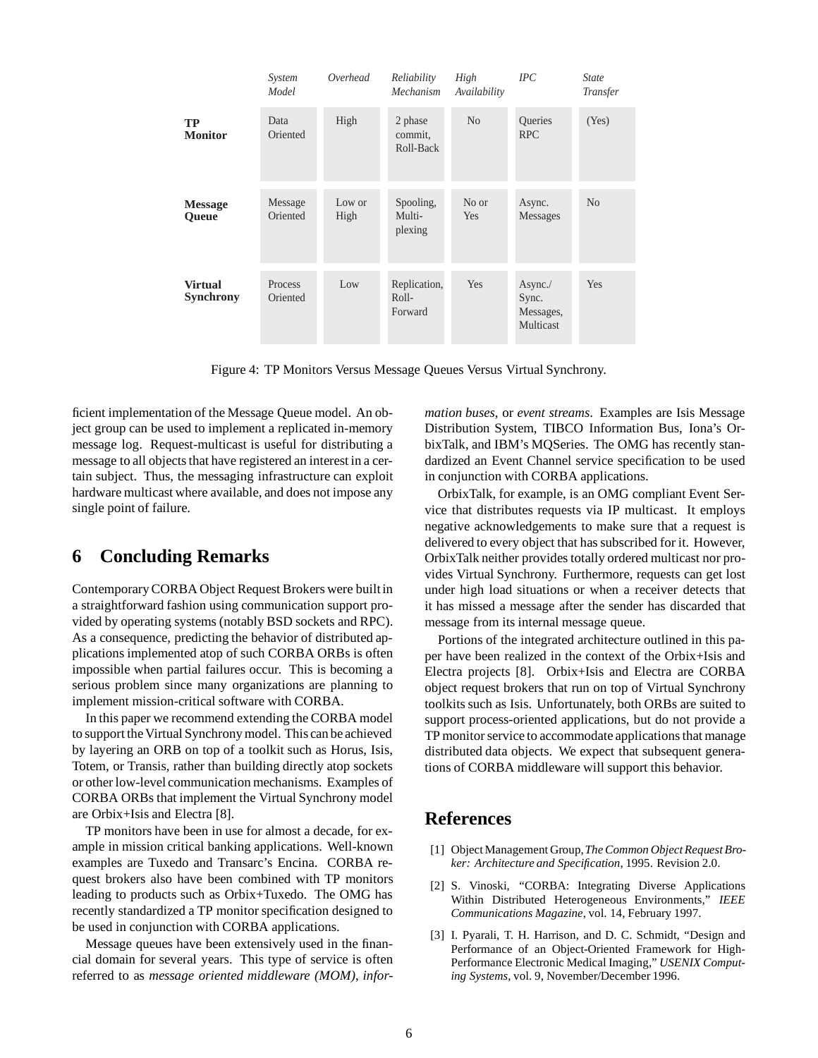| | System Model | Overhead | Reliability Mechanism | High Availability | IPC | State Transfer |
|---|---|---|---|---|---|---|
| **TP Monitor** | Data Oriented | High | 2 phase commit, Roll-Back | No | Queries RPC | (Yes) |
| **Message Queue** | Message Oriented | Low or High | Spooling, Multi-plexing | No or Yes | Async. Messages | No |
| **Virtual Synchrony** | Process Oriented | Low | Replication, Roll-Forward | Yes | Async./ Sync. Messages, Multicast | Yes |

Figure 4: TP Monitors Versus Message Queues Versus Virtual Synchrony.

ficient implementation of the Message Queue model. An object group can be used to implement a replicated in-memory message log. Request-multicast is useful for distributing a message to all objects that have registered an interest in a certain subject. Thus, the messaging infrastructure can exploit hardware multicast where available, and does not impose any single point of failure.

## 6 Concluding Remarks

Contemporary CORBA Object Request Brokers were built in a straightforward fashion using communication support provided by operating systems (notably BSD sockets and RPC). As a consequence, predicting the behavior of distributed applications implemented atop of such CORBA ORBs is often impossible when partial failures occur. This is becoming a serious problem since many organizations are planning to implement mission-critical software with CORBA.

In this paper we recommend extending the CORBA model to support the Virtual Synchrony model. This can be achieved by layering an ORB on top of a toolkit such as Horus, Isis, Totem, or Transis, rather than building directly atop sockets or other low-level communication mechanisms. Examples of CORBA ORBs that implement the Virtual Synchrony model are Orbix+Isis and Electra [8].

TP monitors have been in use for almost a decade, for example in mission critical banking applications. Well-known examples are Tuxedo and Transarc's Encina. CORBA request brokers also have been combined with TP monitors leading to products such as Orbix+Tuxedo. The OMG has recently standardized a TP monitor specification designed to be used in conjunction with CORBA applications.

Message queues have been extensively used in the financial domain for several years. This type of service is often referred to as *message oriented middleware (MOM)*, *information buses*, or *event streams*. Examples are Isis Message Distribution System, TIBCO Information Bus, Iona's OrbixTalk, and IBM's MQSeries. The OMG has recently standardized an Event Channel service specification to be used in conjunction with CORBA applications.

OrbixTalk, for example, is an OMG compliant Event Service that distributes requests via IP multicast. It employs negative acknowledgements to make sure that a request is delivered to every object that has subscribed for it. However, OrbixTalk neither provides totally ordered multicast nor provides Virtual Synchrony. Furthermore, requests can get lost under high load situations or when a receiver detects that it has missed a message after the sender has discarded that message from its internal message queue.

Portions of the integrated architecture outlined in this paper have been realized in the context of the Orbix+Isis and Electra projects [8]. Orbix+Isis and Electra are CORBA object request brokers that run on top of Virtual Synchrony toolkits such as Isis. Unfortunately, both ORBs are suited to support process-oriented applications, but do not provide a TP monitor service to accommodate applications that manage distributed data objects. We expect that subsequent generations of CORBA middleware will support this behavior.

## References

[1] Object Management Group, *The Common Object Request Broker: Architecture and Specification*, 1995. Revision 2.0.

[2] S. Vinoski, "CORBA: Integrating Diverse Applications Within Distributed Heterogeneous Environments," *IEEE Communications Magazine*, vol. 14, February 1997.

[3] I. Pyarali, T. H. Harrison, and D. C. Schmidt, "Design and Performance of an Object-Oriented Framework for High-Performance Electronic Medical Imaging," *USENIX Computing Systems*, vol. 9, November/December 1996.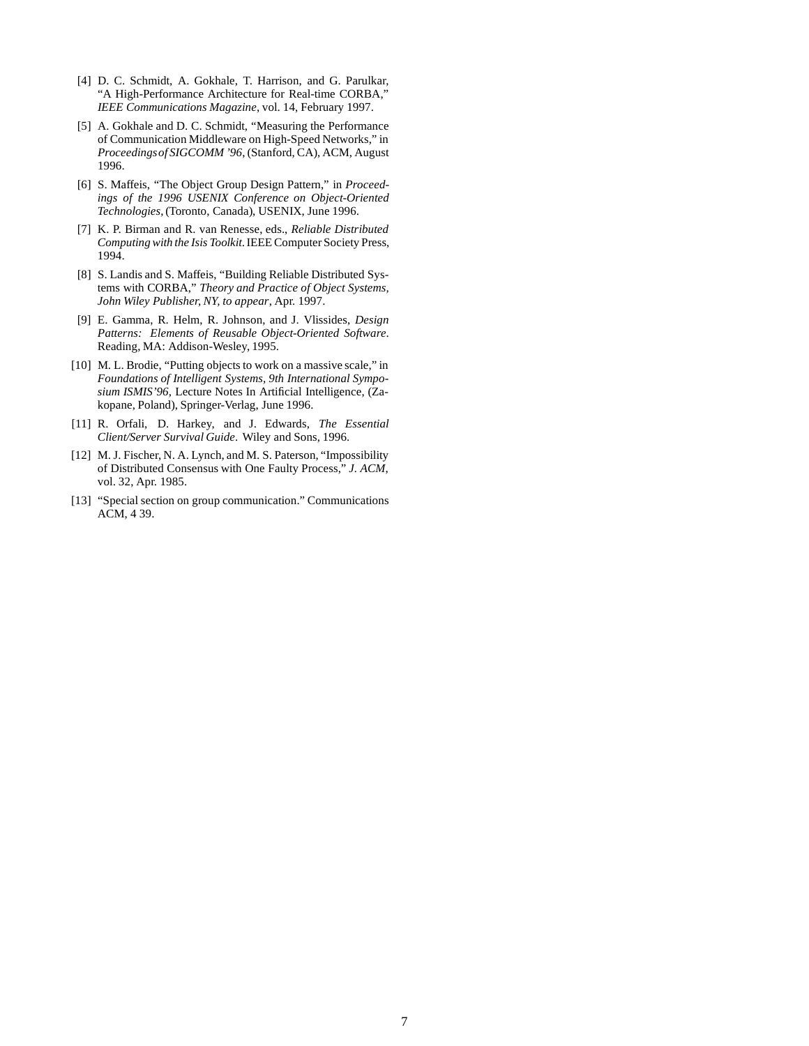[4] D. C. Schmidt, A. Gokhale, T. Harrison, and G. Parulkar, "A High-Performance Architecture for Real-time CORBA," *IEEE Communications Magazine*, vol. 14, February 1997.

[5] A. Gokhale and D. C. Schmidt, "Measuring the Performance of Communication Middleware on High-Speed Networks," in *Proceedings of SIGCOMM '96*, (Stanford, CA), ACM, August 1996.

[6] S. Maffeis, "The Object Group Design Pattern," in *Proceedings of the 1996 USENIX Conference on Object-Oriented Technologies*, (Toronto, Canada), USENIX, June 1996.

[7] K. P. Birman and R. van Renesse, eds., *Reliable Distributed Computing with the Isis Toolkit*. IEEE Computer Society Press, 1994.

[8] S. Landis and S. Maffeis, "Building Reliable Distributed Systems with CORBA," *Theory and Practice of Object Systems, John Wiley Publisher, NY, to appear*, Apr. 1997.

[9] E. Gamma, R. Helm, R. Johnson, and J. Vlissides, *Design Patterns: Elements of Reusable Object-Oriented Software*. Reading, MA: Addison-Wesley, 1995.

[10] M. L. Brodie, "Putting objects to work on a massive scale," in *Foundations of Intelligent Systems, 9th International Symposium ISMIS'96*, Lecture Notes In Artificial Intelligence, (Zakopane, Poland), Springer-Verlag, June 1996.

[11] R. Orfali, D. Harkey, and J. Edwards, *The Essential Client/Server Survival Guide*. Wiley and Sons, 1996.

[12] M. J. Fischer, N. A. Lynch, and M. S. Paterson, "Impossibility of Distributed Consensus with One Faulty Process," *J. ACM*, vol. 32, Apr. 1985.

[13] "Special section on group communication." Communications ACM, 4 39.